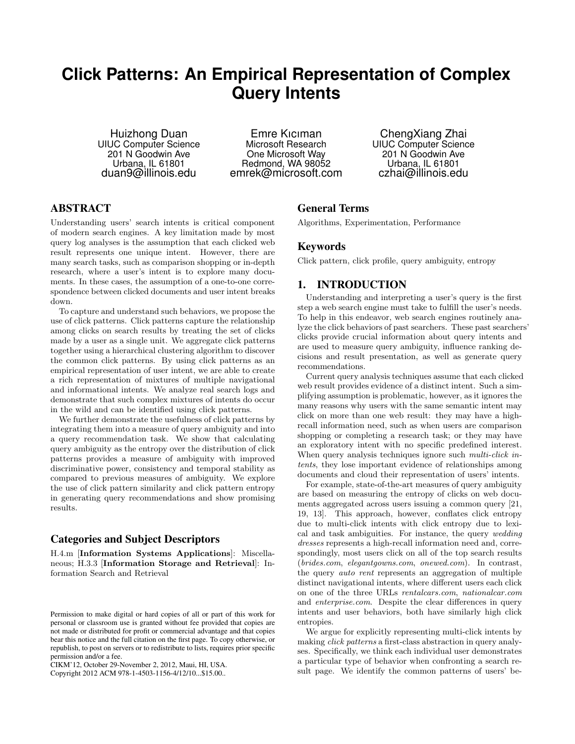# Click Patterns: An Empirical Representation of Complex Query Intents

Huizhong Duan
UIUC Computer Science
201 N Goodwin Ave
Urbana, IL 61801
duan9@illinois.edu

Emre Kıcıman
Microsoft Research
One Microsoft Way
Redmond, WA 98052
emrek@microsoft.com

ChengXiang Zhai
UIUC Computer Science
201 N Goodwin Ave
Urbana, IL 61801
czhai@illinois.edu

## ABSTRACT

Understanding users' search intents is critical component of modern search engines. A key limitation made by most query log analyses is the assumption that each clicked web result represents one unique intent. However, there are many search tasks, such as comparison shopping or in-depth research, where a user's intent is to explore many documents. In these cases, the assumption of a one-to-one correspondence between clicked documents and user intent breaks down.

To capture and understand such behaviors, we propose the use of click patterns. Click patterns capture the relationship among clicks on search results by treating the set of clicks made by a user as a single unit. We aggregate click patterns together using a hierarchical clustering algorithm to discover the common click patterns. By using click patterns as an empirical representation of user intent, we are able to create a rich representation of mixtures of multiple navigational and informational intents. We analyze real search logs and demonstrate that such complex mixtures of intents do occur in the wild and can be identified using click patterns.

We further demonstrate the usefulness of click patterns by integrating them into a measure of query ambiguity and into a query recommendation task. We show that calculating query ambiguity as the entropy over the distribution of click patterns provides a measure of ambiguity with improved discriminative power, consistency and temporal stability as compared to previous measures of ambiguity. We explore the use of click pattern similarity and click pattern entropy in generating query recommendations and show promising results.

### Categories and Subject Descriptors

H.4.m [**Information Systems Applications**]: Miscellaneous; H.3.3 [**Information Storage and Retrieval**]: Information Search and Retrieval

Permission to make digital or hard copies of all or part of this work for personal or classroom use is granted without fee provided that copies are not made or distributed for profit or commercial advantage and that copies bear this notice and the full citation on the first page. To copy otherwise, or republish, to post on servers or to redistribute to lists, requires prior specific permission and/or a fee.
CIKM'12, October 29-November 2, 2012, Maui, HI, USA.
Copyright 2012 ACM 978-1-4503-1156-4/12/10...$15.00..

### General Terms

Algorithms, Experimentation, Performance

### Keywords

Click pattern, click profile, query ambiguity, entropy

## 1. INTRODUCTION

Understanding and interpreting a user's query is the first step a web search engine must take to fulfill the user's needs. To help in this endeavor, web search engines routinely analyze the click behaviors of past searchers. These past searchers' clicks provide crucial information about query intents and are used to measure query ambiguity, influence ranking decisions and result presentation, as well as generate query recommendations.

Current query analysis techniques assume that each clicked web result provides evidence of a distinct intent. Such a simplifying assumption is problematic, however, as it ignores the many reasons why users with the same semantic intent may click on more than one web result: they may have a high-recall information need, such as when users are comparison shopping or completing a research task; or they may have an exploratory intent with no specific predefined interest. When query analysis techniques ignore such *multi-click intents*, they lose important evidence of relationships among documents and cloud their representation of users' intents.

For example, state-of-the-art measures of query ambiguity are based on measuring the entropy of clicks on web documents aggregated across users issuing a common query [21, 19, 13]. This approach, however, conflates click entropy due to multi-click intents with click entropy due to lexical and task ambiguities. For instance, the query *wedding dresses* represents a high-recall information need and, correspondingly, most users click on all of the top search results (*brides.com*, *elegantgowns.com*, *onewed.com*). In contrast, the query *auto rent* represents an aggregation of multiple distinct navigational intents, where different users each click on one of the three URLs *rentalcars.com*, *nationalcar.com* and *enterprise.com*. Despite the clear differences in query intents and user behaviors, both have similarly high click entropies.

We argue for explicitly representing multi-click intents by making *click patterns* a first-class abstraction in query analyses. Specifically, we think each individual user demonstrates a particular type of behavior when confronting a search result page. We identify the common patterns of users' be-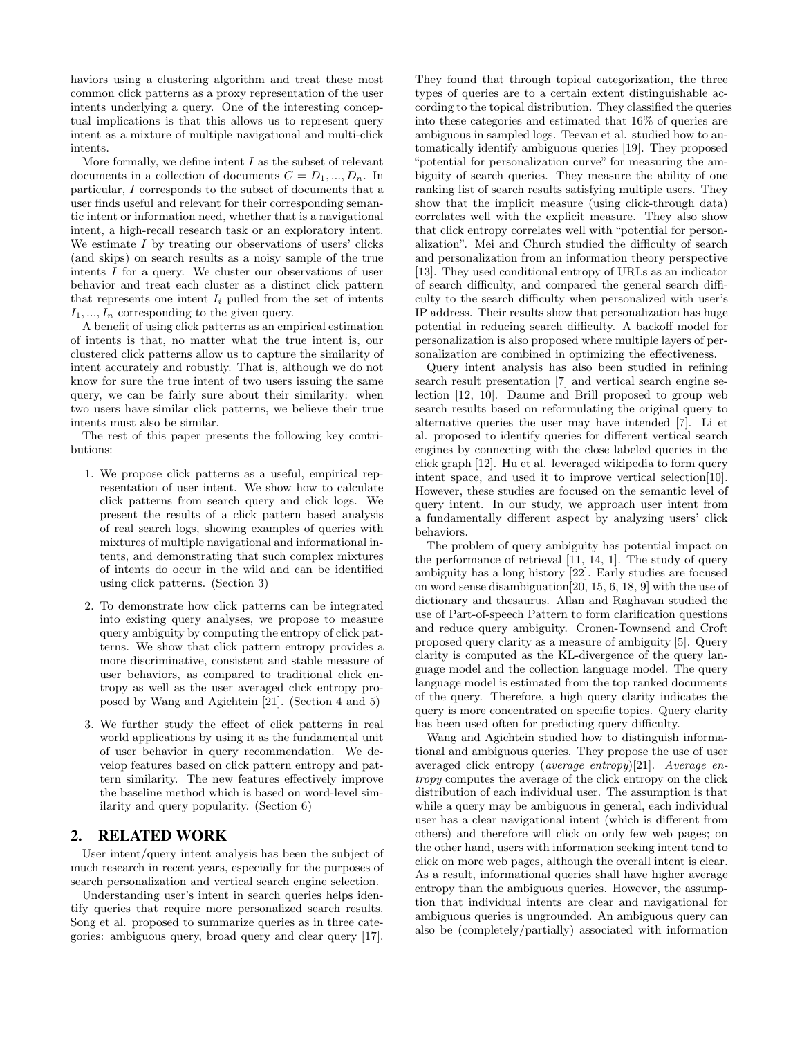haviors using a clustering algorithm and treat these most common click patterns as a proxy representation of the user intents underlying a query. One of the interesting conceptual implications is that this allows us to represent query intent as a mixture of multiple navigational and multi-click intents.

More formally, we define intent $I$ as the subset of relevant documents in a collection of documents $C = D_1, ..., D_n$. In particular, $I$ corresponds to the subset of documents that a user finds useful and relevant for their corresponding semantic intent or information need, whether that is a navigational intent, a high-recall research task or an exploratory intent. We estimate $I$ by treating our observations of users' clicks (and skips) on search results as a noisy sample of the true intents $I$ for a query. We cluster our observations of user behavior and treat each cluster as a distinct click pattern that represents one intent $I_i$ pulled from the set of intents $I_1, ..., I_n$ corresponding to the given query.

A benefit of using click patterns as an empirical estimation of intents is that, no matter what the true intent is, our clustered click patterns allow us to capture the similarity of intent accurately and robustly. That is, although we do not know for sure the true intent of two users issuing the same query, we can be fairly sure about their similarity: when two users have similar click patterns, we believe their true intents must also be similar.

The rest of this paper presents the following key contributions:

1. We propose click patterns as a useful, empirical representation of user intent. We show how to calculate click patterns from search query and click logs. We present the results of a click pattern based analysis of real search logs, showing examples of queries with mixtures of multiple navigational and informational intents, and demonstrating that such complex mixtures of intents do occur in the wild and can be identified using click patterns. (Section 3)

2. To demonstrate how click patterns can be integrated into existing query analyses, we propose to measure query ambiguity by computing the entropy of click patterns. We show that click pattern entropy provides a more discriminative, consistent and stable measure of user behaviors, as compared to traditional click entropy as well as the user averaged click entropy proposed by Wang and Agichtein [21]. (Section 4 and 5)

3. We further study the effect of click patterns in real world applications by using it as the fundamental unit of user behavior in query recommendation. We develop features based on click pattern entropy and pattern similarity. The new features effectively improve the baseline method which is based on word-level similarity and query popularity. (Section 6)

## 2. RELATED WORK

User intent/query intent analysis has been the subject of much research in recent years, especially for the purposes of search personalization and vertical search engine selection.

Understanding user's intent in search queries helps identify queries that require more personalized search results. Song et al. proposed to summarize queries as in three categories: ambiguous query, broad query and clear query [17]. They found that through topical categorization, the three types of queries are to a certain extent distinguishable according to the topical distribution. They classified the queries into these categories and estimated that 16% of queries are ambiguous in sampled logs. Teevan et al. studied how to automatically identify ambiguous queries [19]. They proposed "potential for personalization curve" for measuring the ambiguity of search queries. They measure the ability of one ranking list of search results satisfying multiple users. They show that the implicit measure (using click-through data) correlates well with the explicit measure. They also show that click entropy correlates well with "potential for personalization". Mei and Church studied the difficulty of search and personalization from an information theory perspective [13]. They used conditional entropy of URLs as an indicator of search difficulty, and compared the general search difficulty to the search difficulty when personalized with user's IP address. Their results show that personalization has huge potential in reducing search difficulty. A backoff model for personalization is also proposed where multiple layers of personalization are combined in optimizing the effectiveness.

Query intent analysis has also been studied in refining search result presentation [7] and vertical search engine selection [12, 10]. Daume and Brill proposed to group web search results based on reformulating the original query to alternative queries the user may have intended [7]. Li et al. proposed to identify queries for different vertical search engines by connecting with the close labeled queries in the click graph [12]. Hu et al. leveraged wikipedia to form query intent space, and used it to improve vertical selection[10]. However, these studies are focused on the semantic level of query intent. In our study, we approach user intent from a fundamentally different aspect by analyzing users' click behaviors.

The problem of query ambiguity has potential impact on the performance of retrieval [11, 14, 1]. The study of query ambiguity has a long history [22]. Early studies are focused on word sense disambiguation[20, 15, 6, 18, 9] with the use of dictionary and thesaurus. Allan and Raghavan studied the use of Part-of-speech Pattern to form clarification questions and reduce query ambiguity. Cronen-Townsend and Croft proposed query clarity as a measure of ambiguity [5]. Query clarity is computed as the KL-divergence of the query language model and the collection language model. The query language model is estimated from the top ranked documents of the query. Therefore, a high query clarity indicates the query is more concentrated on specific topics. Query clarity has been used often for predicting query difficulty.

Wang and Agichtein studied how to distinguish informational and ambiguous queries. They propose the use of user averaged click entropy (*average entropy*)[21]. *Average entropy* computes the average of the click entropy on the click distribution of each individual user. The assumption is that while a query may be ambiguous in general, each individual user has a clear navigational intent (which is different from others) and therefore will click on only few web pages; on the other hand, users with information seeking intent tend to click on more web pages, although the overall intent is clear. As a result, informational queries shall have higher average entropy than the ambiguous queries. However, the assumption that individual intents are clear and navigational for ambiguous queries is ungrounded. An ambiguous query can also be (completely/partially) associated with information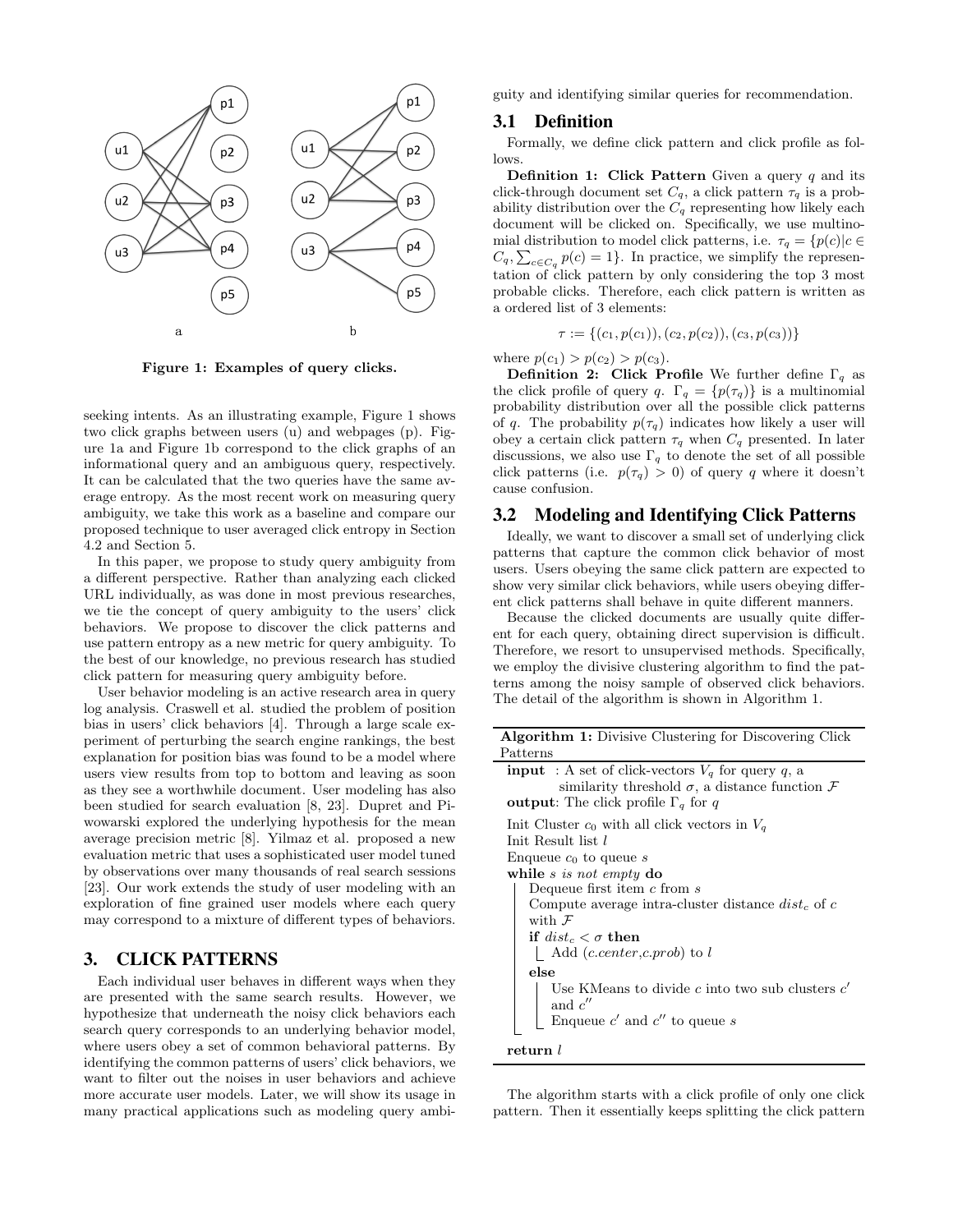Figure 1: Examples of query clicks.

seeking intents. As an illustrating example, Figure 1 shows two click graphs between users (u) and webpages (p). Figure 1a and Figure 1b correspond to the click graphs of an informational query and an ambiguous query, respectively. It can be calculated that the two queries have the same average entropy. As the most recent work on measuring query ambiguity, we take this work as a baseline and compare our proposed technique to user averaged click entropy in Section 4.2 and Section 5.

In this paper, we propose to study query ambiguity from a different perspective. Rather than analyzing each clicked URL individually, as was done in most previous researches, we tie the concept of query ambiguity to the users' click behaviors. We propose to discover the click patterns and use pattern entropy as a new metric for query ambiguity. To the best of our knowledge, no previous research has studied click pattern for measuring query ambiguity before.

User behavior modeling is an active research area in query log analysis. Craswell et al. studied the problem of position bias in users' click behaviors [4]. Through a large scale experiment of perturbing the search engine rankings, the best explanation for position bias was found to be a model where users view results from top to bottom and leaving as soon as they see a worthwhile document. User modeling has also been studied for search evaluation [8, 23]. Dupret and Piwowarski explored the underlying hypothesis for the mean average precision metric [8]. Yilmaz et al. proposed a new evaluation metric that uses a sophisticated user model tuned by observations over many thousands of real search sessions [23]. Our work extends the study of user modeling with an exploration of fine grained user models where each query may correspond to a mixture of different types of behaviors.

# 3. CLICK PATTERNS

Each individual user behaves in different ways when they are presented with the same search results. However, we hypothesize that underneath the noisy click behaviors each search query corresponds to an underlying behavior model, where users obey a set of common behavioral patterns. By identifying the common patterns of users' click behaviors, we want to filter out the noises in user behaviors and achieve more accurate user models. Later, we will show its usage in many practical applications such as modeling query ambiguity and identifying similar queries for recommendation.

## 3.1 Definition

Formally, we define click pattern and click profile as follows.

**Definition 1: Click Pattern** Given a query $q$ and its click-through document set $C_q$, a click pattern $\tau_q$ is a probability distribution over the $C_q$ representing how likely each document will be clicked on. Specifically, we use multinomial distribution to model click patterns, i.e. $\tau_q = \{p(c)|c \in C_q, \sum_{c \in C_q} p(c) = 1\}$. In practice, we simplify the representation of click pattern by only considering the top 3 most probable clicks. Therefore, each click pattern is written as a ordered list of 3 elements:

$$\tau := \{(c_1, p(c_1)), (c_2, p(c_2)), (c_3, p(c_3))\}$$

where $p(c_1) > p(c_2) > p(c_3)$.

**Definition 2: Click Profile** We further define $\Gamma_q$ as the click profile of query $q$. $\Gamma_q = \{p(\tau_q)\}$ is a multinomial probability distribution over all the possible click patterns of $q$. The probability $p(\tau_q)$ indicates how likely a user will obey a certain click pattern $\tau_q$ when $C_q$ presented. In later discussions, we also use $\Gamma_q$ to denote the set of all possible click patterns (i.e. $p(\tau_q) > 0$) of query $q$ where it doesn't cause confusion.

## 3.2 Modeling and Identifying Click Patterns

Ideally, we want to discover a small set of underlying click patterns that capture the common click behavior of most users. Users obeying the same click pattern are expected to show very similar click behaviors, while users obeying different click patterns shall behave in quite different manners.

Because the clicked documents are usually quite different for each query, obtaining direct supervision is difficult. Therefore, we resort to unsupervised methods. Specifically, we employ the divisive clustering algorithm to find the patterns among the noisy sample of observed click behaviors. The detail of the algorithm is shown in Algorithm 1.

**Algorithm 1:** Divisive Clustering for Discovering Click Patterns

```
input : A set of click-vectors V_q for query q, a
        similarity threshold σ, a distance function F
output: The click profile Γ_q for q

Init Cluster c_0 with all click vectors in V_q
Init Result list l
Enqueue c_0 to queue s
while s is not empty do
    Dequeue first item c from s
    Compute average intra-cluster distance dist_c of c
    with F
    if dist_c < σ then
        Add (c.center, c.prob) to l
    else
        Use KMeans to divide c into two sub clusters c′
        and c″
        Enqueue c′ and c″ to queue s
return l
```

The algorithm starts with a click profile of only one click pattern. Then it essentially keeps splitting the click pattern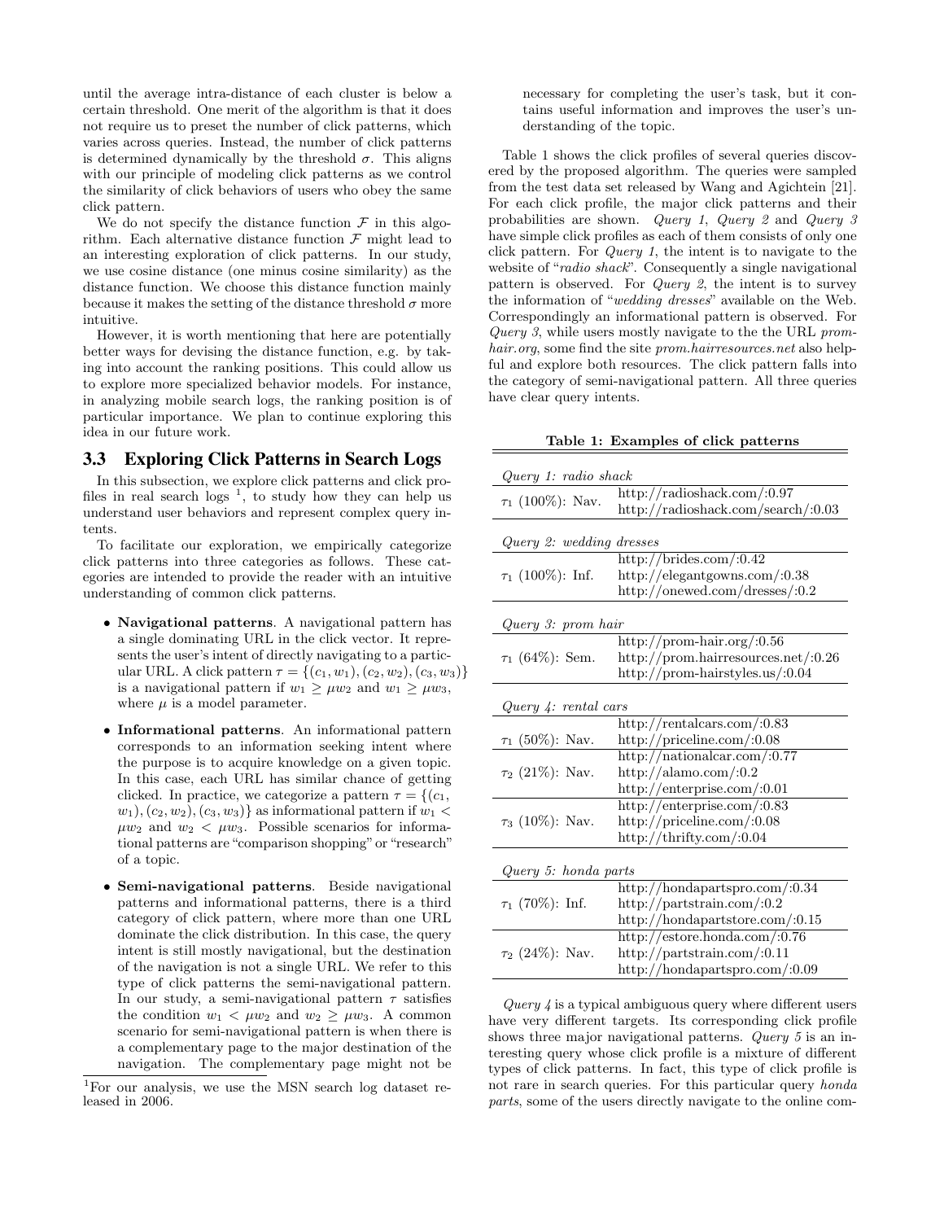until the average intra-distance of each cluster is below a certain threshold. One merit of the algorithm is that it does not require us to preset the number of click patterns, which varies across queries. Instead, the number of click patterns is determined dynamically by the threshold $\sigma$. This aligns with our principle of modeling click patterns as we control the similarity of click behaviors of users who obey the same click pattern.

We do not specify the distance function $\mathcal{F}$ in this algorithm. Each alternative distance function $\mathcal{F}$ might lead to an interesting exploration of click patterns. In our study, we use cosine distance (one minus cosine similarity) as the distance function. We choose this distance function mainly because it makes the setting of the distance threshold $\sigma$ more intuitive.

However, it is worth mentioning that here are potentially better ways for devising the distance function, e.g. by taking into account the ranking positions. This could allow us to explore more specialized behavior models. For instance, in analyzing mobile search logs, the ranking position is of particular importance. We plan to continue exploring this idea in our future work.

### 3.3 Exploring Click Patterns in Search Logs

In this subsection, we explore click patterns and click profiles in real search logs [1], to study how they can help us understand user behaviors and represent complex query intents.

To facilitate our exploration, we empirically categorize click patterns into three categories as follows. These categories are intended to provide the reader with an intuitive understanding of common click patterns.

- **Navigational patterns**. A navigational pattern has a single dominating URL in the click vector. It represents the user's intent of directly navigating to a particular URL. A click pattern $\tau = \{(c_1, w_1), (c_2, w_2), (c_3, w_3)\}$ is a navigational pattern if $w_1 \geq \mu w_2$ and $w_1 \geq \mu w_3$, where $\mu$ is a model parameter.
- **Informational patterns**. An informational pattern corresponds to an information seeking intent where the purpose is to acquire knowledge on a given topic. In this case, each URL has similar chance of getting clicked. In practice, we categorize a pattern $\tau = \{(c_1, w_1), (c_2, w_2), (c_3, w_3)\}$ as informational pattern if $w_1 < \mu w_2$ and $w_2 < \mu w_3$. Possible scenarios for informational patterns are "comparison shopping" or "research" of a topic.
- **Semi-navigational patterns**. Beside navigational patterns and informational patterns, there is a third category of click pattern, where more than one URL dominate the click distribution. In this case, the query intent is still mostly navigational, but the destination of the navigation is not a single URL. We refer to this type of click patterns the semi-navigational pattern. In our study, a semi-navigational pattern $\tau$ satisfies the condition $w_1 < \mu w_2$ and $w_2 \geq \mu w_3$. A common scenario for semi-navigational pattern is when there is a complementary page to the major destination of the navigation. The complementary page might not be necessary for completing the user's task, but it contains useful information and improves the user's understanding of the topic.

[1] For our analysis, we use the MSN search log dataset released in 2006.

Table 1 shows the click profiles of several queries discovered by the proposed algorithm. The queries were sampled from the test data set released by Wang and Agichtein [21]. For each click profile, the major click patterns and their probabilities are shown. *Query 1*, *Query 2* and *Query 3* have simple click profiles as each of them consists of only one click pattern. For *Query 1*, the intent is to navigate to the website of "*radio shack*". Consequently a single navigational pattern is observed. For *Query 2*, the intent is to survey the information of "*wedding dresses*" available on the Web. Correspondingly an informational pattern is observed. For *Query 3*, while users mostly navigate to the the URL *prom-hair.org*, some find the site *prom.hairresources.net* also helpful and explore both resources. The click pattern falls into the category of semi-navigational pattern. All three queries have clear query intents.

**Table 1: Examples of click patterns**

| Pattern | URL:weight |
|---|---|
| *Query 1: radio shack* | |
| $\tau_1$ (100%): Nav. | http://radioshack.com/:0.97 |
| | http://radioshack.com/search/:0.03 |
| *Query 2: wedding dresses* | |
| $\tau_1$ (100%): Inf. | http://brides.com/:0.42 |
| | http://elegantgowns.com/:0.38 |
| | http://onewed.com/dresses/:0.2 |
| *Query 3: prom hair* | |
| $\tau_1$ (64%): Sem. | http://prom-hair.org/:0.56 |
| | http://prom.hairresources.net/:0.26 |
| | http://prom-hairstyles.us/:0.04 |
| *Query 4: rental cars* | |
| $\tau_1$ (50%): Nav. | http://rentalcars.com/:0.83 |
| | http://priceline.com/:0.08 |
| $\tau_2$ (21%): Nav. | http://nationalcar.com/:0.77 |
| | http://alamo.com/:0.2 |
| | http://enterprise.com/:0.01 |
| $\tau_3$ (10%): Nav. | http://enterprise.com/:0.83 |
| | http://priceline.com/:0.08 |
| | http://thrifty.com/:0.04 |
| *Query 5: honda parts* | |
| $\tau_1$ (70%): Inf. | http://hondapartspro.com/:0.34 |
| | http://partstrain.com/:0.2 |
| | http://hondapartstore.com/:0.15 |
| $\tau_2$ (24%): Nav. | http://estore.honda.com/:0.76 |
| | http://partstrain.com/:0.11 |
| | http://hondapartspro.com/:0.09 |

*Query 4* is a typical ambiguous query where different users have very different targets. Its corresponding click profile shows three major navigational patterns. *Query 5* is an interesting query whose click profile is a mixture of different types of click patterns. In fact, this type of click profile is not rare in search queries. For this particular query *honda parts*, some of the users directly navigate to the online com-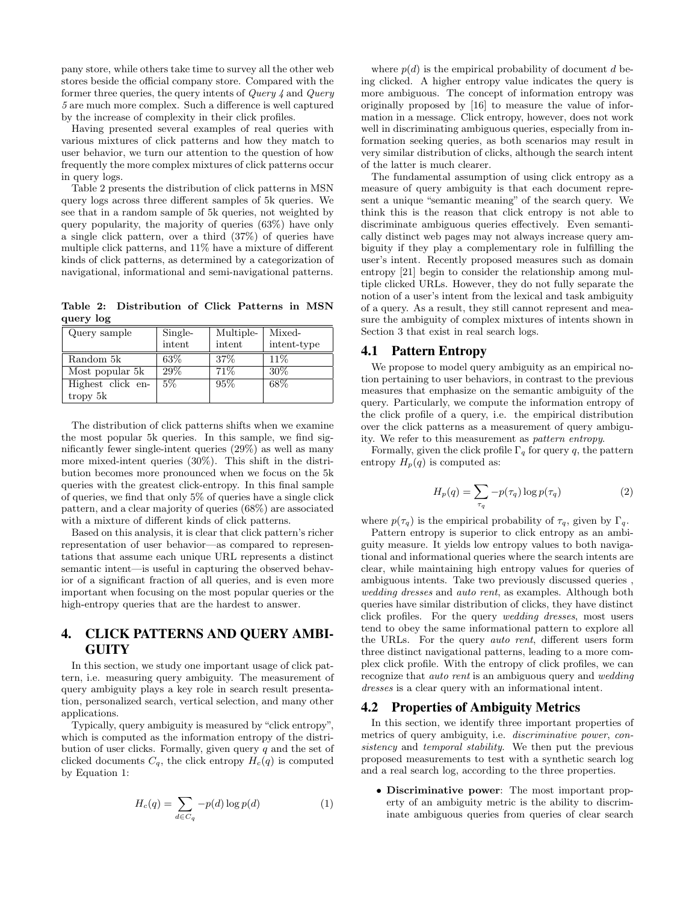pany store, while others take time to survey all the other web stores beside the official company store. Compared with the former three queries, the query intents of *Query 4* and *Query 5* are much more complex. Such a difference is well captured by the increase of complexity in their click profiles.

Having presented several examples of real queries with various mixtures of click patterns and how they match to user behavior, we turn our attention to the question of how frequently the more complex mixtures of click patterns occur in query logs.

Table 2 presents the distribution of click patterns in MSN query logs across three different samples of 5k queries. We see that in a random sample of 5k queries, not weighted by query popularity, the majority of queries (63%) have only a single click pattern, over a third (37%) of queries have multiple click patterns, and 11% have a mixture of different kinds of click patterns, as determined by a categorization of navigational, informational and semi-navigational patterns.

**Table 2: Distribution of Click Patterns in MSN query log**

| Query sample | Single-intent | Multiple-intent | Mixed-intent-type |
|---|---|---|---|
| Random 5k | 63% | 37% | 11% |
| Most popular 5k | 29% | 71% | 30% |
| Highest click entropy 5k | 5% | 95% | 68% |

The distribution of click patterns shifts when we examine the most popular 5k queries. In this sample, we find significantly fewer single-intent queries (29%) as well as many more mixed-intent queries (30%). This shift in the distribution becomes more pronounced when we focus on the 5k queries with the greatest click-entropy. In this final sample of queries, we find that only 5% of queries have a single click pattern, and a clear majority of queries (68%) are associated with a mixture of different kinds of click patterns.

Based on this analysis, it is clear that click pattern's richer representation of user behavior—as compared to representations that assume each unique URL represents a distinct semantic intent—is useful in capturing the observed behavior of a significant fraction of all queries, and is even more important when focusing on the most popular queries or the high-entropy queries that are the hardest to answer.

# 4. CLICK PATTERNS AND QUERY AMBIGUITY

In this section, we study one important usage of click pattern, i.e. measuring query ambiguity. The measurement of query ambiguity plays a key role in search result presentation, personalized search, vertical selection, and many other applications.

Typically, query ambiguity is measured by "click entropy", which is computed as the information entropy of the distribution of user clicks. Formally, given query $q$ and the set of clicked documents $C_q$, the click entropy $H_c(q)$ is computed by Equation 1:

$$H_c(q) = \sum_{d \in C_q} -p(d) \log p(d) \tag{1}$$

where $p(d)$ is the empirical probability of document $d$ being clicked. A higher entropy value indicates the query is more ambiguous. The concept of information entropy was originally proposed by [16] to measure the value of information in a message. Click entropy, however, does not work well in discriminating ambiguous queries, especially from information seeking queries, as both scenarios may result in very similar distribution of clicks, although the search intent of the latter is much clearer.

The fundamental assumption of using click entropy as a measure of query ambiguity is that each document represent a unique "semantic meaning" of the search query. We think this is the reason that click entropy is not able to discriminate ambiguous queries effectively. Even semantically distinct web pages may not always increase query ambiguity if they play a complementary role in fulfilling the user's intent. Recently proposed measures such as domain entropy [21] begin to consider the relationship among multiple clicked URLs. However, they do not fully separate the notion of a user's intent from the lexical and task ambiguity of a query. As a result, they still cannot represent and measure the ambiguity of complex mixtures of intents shown in Section 3 that exist in real search logs.

## 4.1 Pattern Entropy

We propose to model query ambiguity as an empirical notion pertaining to user behaviors, in contrast to the previous measures that emphasize on the semantic ambiguity of the query. Particularly, we compute the information entropy of the click profile of a query, i.e. the empirical distribution over the click patterns as a measurement of query ambiguity. We refer to this measurement as *pattern entropy*.

Formally, given the click profile $\Gamma_q$ for query $q$, the pattern entropy $H_p(q)$ is computed as:

$$H_p(q) = \sum_{\tau_q} -p(\tau_q) \log p(\tau_q) \tag{2}$$

where $p(\tau_q)$ is the empirical probability of $\tau_q$, given by $\Gamma_q$.

Pattern entropy is superior to click entropy as an ambiguity measure. It yields low entropy values to both navigational and informational queries where the search intents are clear, while maintaining high entropy values for queries of ambiguous intents. Take two previously discussed queries , *wedding dresses* and *auto rent*, as examples. Although both queries have similar distribution of clicks, they have distinct click profiles. For the query *wedding dresses*, most users tend to obey the same informational pattern to explore all the URLs. For the query *auto rent*, different users form three distinct navigational patterns, leading to a more complex click profile. With the entropy of click profiles, we can recognize that *auto rent* is an ambiguous query and *wedding dresses* is a clear query with an informational intent.

## 4.2 Properties of Ambiguity Metrics

In this section, we identify three important properties of metrics of query ambiguity, i.e. *discriminative power*, *consistency* and *temporal stability*. We then put the previous proposed measurements to test with a synthetic search log and a real search log, according to the three properties.

- **Discriminative power**: The most important property of an ambiguity metric is the ability to discriminate ambiguous queries from queries of clear search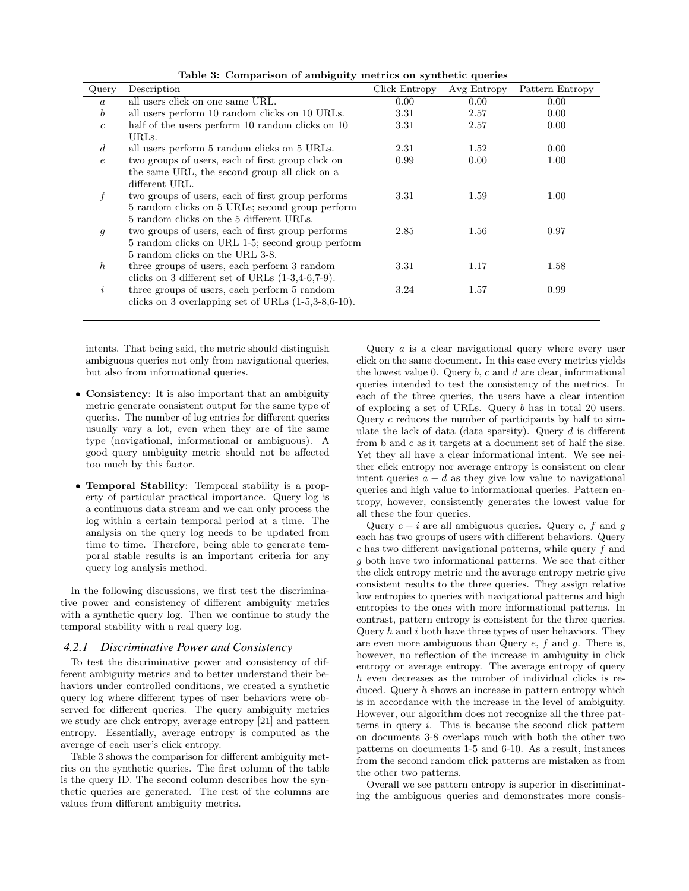**Table 3: Comparison of ambiguity metrics on synthetic queries**

| Query | Description | Click Entropy | Avg Entropy | Pattern Entropy |
|---|---|---|---|---|
| $a$ | all users click on one same URL. | 0.00 | 0.00 | 0.00 |
| $b$ | all users perform 10 random clicks on 10 URLs. | 3.31 | 2.57 | 0.00 |
| $c$ | half of the users perform 10 random clicks on 10 URLs. | 3.31 | 2.57 | 0.00 |
| $d$ | all users perform 5 random clicks on 5 URLs. | 2.31 | 1.52 | 0.00 |
| $e$ | two groups of users, each of first group click on the same URL, the second group all click on a different URL. | 0.99 | 0.00 | 1.00 |
| $f$ | two groups of users, each of first group performs 5 random clicks on 5 URLs; second group perform 5 random clicks on the 5 different URLs. | 3.31 | 1.59 | 1.00 |
| $g$ | two groups of users, each of first group performs 5 random clicks on URL 1-5; second group perform 5 random clicks on the URL 3-8. | 2.85 | 1.56 | 0.97 |
| $h$ | three groups of users, each perform 3 random clicks on 3 different set of URLs (1-3,4-6,7-9). | 3.31 | 1.17 | 1.58 |
| $i$ | three groups of users, each perform 5 random clicks on 3 overlapping set of URLs (1-5,3-8,6-10). | 3.24 | 1.57 | 0.99 |

intents. That being said, the metric should distinguish ambiguous queries not only from navigational queries, but also from informational queries.

- **Consistency**: It is also important that an ambiguity metric generate consistent output for the same type of queries. The number of log entries for different queries usually vary a lot, even when they are of the same type (navigational, informational or ambiguous). A good query ambiguity metric should not be affected too much by this factor.
- **Temporal Stability**: Temporal stability is a property of particular practical importance. Query log is a continuous data stream and we can only process the log within a certain temporal period at a time. The analysis on the query log needs to be updated from time to time. Therefore, being able to generate temporal stable results is an important criteria for any query log analysis method.

In the following discussions, we first test the discriminative power and consistency of different ambiguity metrics with a synthetic query log. Then we continue to study the temporal stability with a real query log.

### 4.2.1 Discriminative Power and Consistency

To test the discriminative power and consistency of different ambiguity metrics and to better understand their behaviors under controlled conditions, we created a synthetic query log where different types of user behaviors were observed for different queries. The query ambiguity metrics we study are click entropy, average entropy [21] and pattern entropy. Essentially, average entropy is computed as the average of each user's click entropy.

Table 3 shows the comparison for different ambiguity metrics on the synthetic queries. The first column of the table is the query ID. The second column describes how the synthetic queries are generated. The rest of the columns are values from different ambiguity metrics.

Query $a$ is a clear navigational query where every user click on the same document. In this case every metrics yields the lowest value 0. Query $b$, $c$ and $d$ are clear, informational queries intended to test the consistency of the metrics. In each of the three queries, the users have a clear intention of exploring a set of URLs. Query $b$ has in total 20 users. Query $c$ reduces the number of participants by half to simulate the lack of data (data sparsity). Query $d$ is different from b and c as it targets at a document set of half the size. Yet they all have a clear informational intent. We see neither click entropy nor average entropy is consistent on clear intent queries $a - d$ as they give low value to navigational queries and high value to informational queries. Pattern entropy, however, consistently generates the lowest value for all these the four queries.

Query $e - i$ are all ambiguous queries. Query $e$, $f$ and $g$ each has two groups of users with different behaviors. Query $e$ has two different navigational patterns, while query $f$ and $g$ both have two informational patterns. We see that either the click entropy metric and the average entropy metric give consistent results to the three queries. They assign relative low entropies to queries with navigational patterns and high entropies to the ones with more informational patterns. In contrast, pattern entropy is consistent for the three queries. Query $h$ and $i$ both have three types of user behaviors. They are even more ambiguous than Query $e$, $f$ and $g$. There is, however, no reflection of the increase in ambiguity in click entropy or average entropy. The average entropy of query $h$ even decreases as the number of individual clicks is reduced. Query $h$ shows an increase in pattern entropy which is in accordance with the increase in the level of ambiguity. However, our algorithm does not recognize all the three patterns in query $i$. This is because the second click pattern on documents 3-8 overlaps much with both the other two patterns on documents 1-5 and 6-10. As a result, instances from the second random click patterns are mistaken as from the other two patterns.

Overall we see pattern entropy is superior in discriminating the ambiguous queries and demonstrates more consis-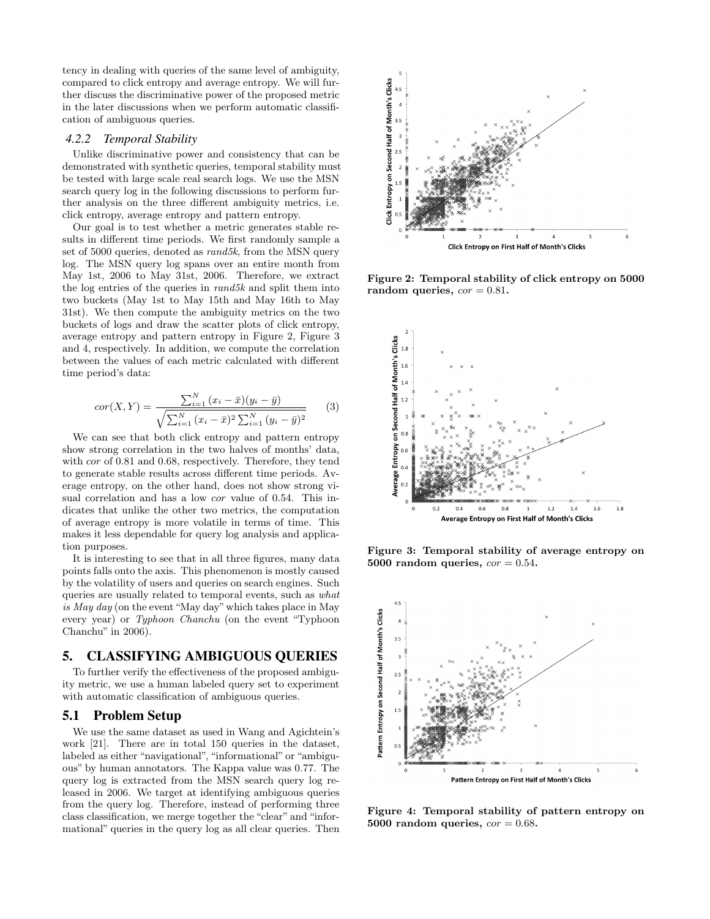tency in dealing with queries of the same level of ambiguity, compared to click entropy and average entropy. We will further discuss the discriminative power of the proposed metric in the later discussions when we perform automatic classification of ambiguous queries.

#### 4.2.2 Temporal Stability

Unlike discriminative power and consistency that can be demonstrated with synthetic queries, temporal stability must be tested with large scale real search logs. We use the MSN search query log in the following discussions to perform further analysis on the three different ambiguity metrics, i.e. click entropy, average entropy and pattern entropy.

Our goal is to test whether a metric generates stable results in different time periods. We first randomly sample a set of 5000 queries, denoted as *rand5k*, from the MSN query log. The MSN query log spans over an entire month from May 1st, 2006 to May 31st, 2006. Therefore, we extract the log entries of the queries in *rand5k* and split them into two buckets (May 1st to May 15th and May 16th to May 31st). We then compute the ambiguity metrics on the two buckets of logs and draw the scatter plots of click entropy, average entropy and pattern entropy in Figure 2, Figure 3 and 4, respectively. In addition, we compute the correlation between the values of each metric calculated with different time period's data:

$$cor(X,Y) = \frac{\sum_{i=1}^{N}(x_i - \bar{x})(y_i - \bar{y})}{\sqrt{\sum_{i=1}^{N}(x_i - \bar{x})^2 \sum_{i=1}^{N}(y_i - \bar{y})^2}} \quad (3)$$

We can see that both click entropy and pattern entropy show strong correlation in the two halves of months' data, with *cor* of 0.81 and 0.68, respectively. Therefore, they tend to generate stable results across different time periods. Average entropy, on the other hand, does not show strong visual correlation and has a low *cor* value of 0.54. This indicates that unlike the other two metrics, the computation of average entropy is more volatile in terms of time. This makes it less dependable for query log analysis and application purposes.

It is interesting to see that in all three figures, many data points falls onto the axis. This phenomenon is mostly caused by the volatility of users and queries on search engines. Such queries are usually related to temporal events, such as *what is May day* (on the event "May day" which takes place in May every year) or *Typhoon Chanchu* (on the event "Typhoon Chanchu" in 2006).

**Figure 2: Temporal stability of click entropy on 5000 random queries, $cor = 0.81$.**

**Figure 3: Temporal stability of average entropy on 5000 random queries, $cor = 0.54$.**

**Figure 4: Temporal stability of pattern entropy on 5000 random queries, $cor = 0.68$.**

## 5. CLASSIFYING AMBIGUOUS QUERIES

To further verify the effectiveness of the proposed ambiguity metric, we use a human labeled query set to experiment with automatic classification of ambiguous queries.

### 5.1 Problem Setup

We use the same dataset as used in Wang and Agichtein's work [21]. There are in total 150 queries in the dataset, labeled as either "navigational", "informational" or "ambiguous" by human annotators. The Kappa value was 0.77. The query log is extracted from the MSN search query log released in 2006. We target at identifying ambiguous queries from the query log. Therefore, instead of performing three class classification, we merge together the "clear" and "informational" queries in the query log as all clear queries. Then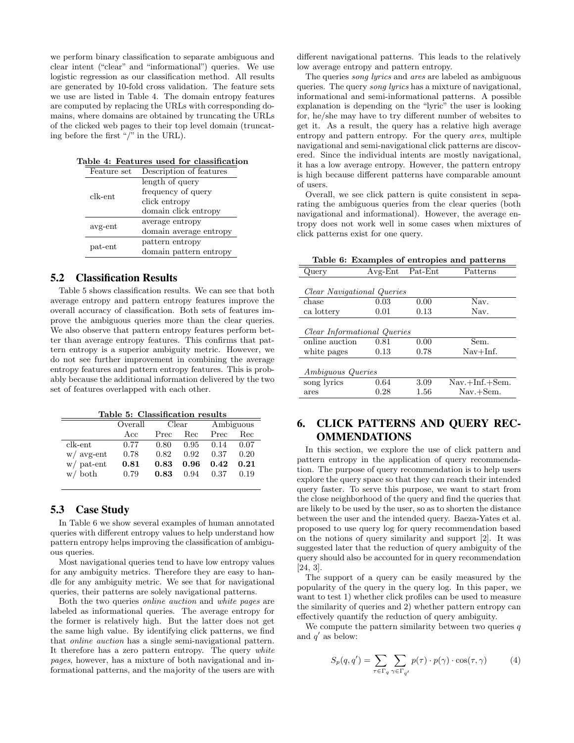we perform binary classification to separate ambiguous and clear intent ("clear" and "informational") queries. We use logistic regression as our classification method. All results are generated by 10-fold cross validation. The feature sets we use are listed in Table 4. The domain entropy features are computed by replacing the URLs with corresponding domains, where domains are obtained by truncating the URLs of the clicked web pages to their top level domain (truncating before the first "/" in the URL).

**Table 4: Features used for classification**

| Feature set | Description of features |
|---|---|
| clk-ent | length of query |
| | frequency of query |
| | click entropy |
| | domain click entropy |
| avg-ent | average entropy |
| | domain average entropy |
| pat-ent | pattern entropy |
| | domain pattern entropy |

## 5.2 Classification Results

Table 5 shows classification results. We can see that both average entropy and pattern entropy features improve the overall accuracy of classification. Both sets of features improve the ambiguous queries more than the clear queries. We also observe that pattern entropy features perform better than average entropy features. This confirms that pattern entropy is a superior ambiguity metric. However, we do not see further improvement in combining the average entropy features and pattern entropy features. This is probably because the additional information delivered by the two set of features overlapped with each other.

**Table 5: Classification results**

| | Overall | Clear | | Ambiguous | |
|---|---|---|---|---|---|
| | Acc | Prec | Rec | Prec | Rec |
| clk-ent | 0.77 | 0.80 | 0.95 | 0.14 | 0.07 |
| w/ avg-ent | 0.78 | 0.82 | 0.92 | 0.37 | 0.20 |
| w/ pat-ent | **0.81** | **0.83** | **0.96** | **0.42** | **0.21** |
| w/ both | 0.79 | **0.83** | 0.94 | 0.37 | 0.19 |

## 5.3 Case Study

In Table 6 we show several examples of human annotated queries with different entropy values to help understand how pattern entropy helps improving the classification of ambiguous queries.

Most navigational queries tend to have low entropy values for any ambiguity metrics. Therefore they are easy to handle for any ambiguity metric. We see that for navigational queries, their patterns are solely navigational patterns.

Both the two queries *online auction* and *white pages* are labeled as informational queries. The average entropy for the former is relatively high. But the latter does not get the same high value. By identifying click patterns, we find that *online auction* has a single semi-navigational pattern. It therefore has a zero pattern entropy. The query *white pages*, however, has a mixture of both navigational and informational patterns, and the majority of the users are with different navigational patterns. This leads to the relatively low average entropy and pattern entropy.

The queries *song lyrics* and *ares* are labeled as ambiguous queries. The query *song lyrics* has a mixture of navigational, informational and semi-informational patterns. A possible explanation is depending on the "lyric" the user is looking for, he/she may have to try different number of websites to get it. As a result, the query has a relative high average entropy and pattern entropy. For the query *ares*, multiple navigational and semi-navigational click patterns are discovered. Since the individual intents are mostly navigational, it has a low average entropy. However, the pattern entropy is high because different patterns have comparable amount of users.

Overall, we see click pattern is quite consistent in separating the ambiguous queries from the clear queries (both navigational and informational). However, the average entropy does not work well in some cases when mixtures of click patterns exist for one query.

**Table 6: Examples of entropies and patterns**

| Query | Avg-Ent | Pat-Ent | Patterns |
|---|---|---|---|
| *Clear Navigational Queries* | | | |
| chase | 0.03 | 0.00 | Nav. |
| ca lottery | 0.01 | 0.13 | Nav. |
| *Clear Informational Queries* | | | |
| online auction | 0.81 | 0.00 | Sem. |
| white pages | 0.13 | 0.78 | Nav+Inf. |
| *Ambiguous Queries* | | | |
| song lyrics | 0.64 | 3.09 | Nav.+Inf.+Sem. |
| ares | 0.28 | 1.56 | Nav.+Sem. |

# 6. CLICK PATTERNS AND QUERY RECOMMENDATIONS

In this section, we explore the use of click pattern and pattern entropy in the application of query recommendation. The purpose of query recommendation is to help users explore the query space so that they can reach their intended query faster. To serve this purpose, we want to start from the close neighborhood of the query and find the queries that are likely to be used by the user, so as to shorten the distance between the user and the intended query. Baeza-Yates et al. proposed to use query log for query recommendation based on the notions of query similarity and support [2]. It was suggested later that the reduction of query ambiguity of the query should also be accounted for in query recommendation [24, 3].

The support of a query can be easily measured by the popularity of the query in the query log. In this paper, we want to test 1) whether click profiles can be used to measure the similarity of queries and 2) whether pattern entropy can effectively quantify the reduction of query ambiguity.

We compute the pattern similarity between two queries $q$ and $q'$ as below:

$$S_p(q, q') = \sum_{\tau \in \Gamma_q} \sum_{\gamma \in \Gamma_{q'}} p(\tau) \cdot p(\gamma) \cdot \cos(\tau, \gamma) \qquad (4)$$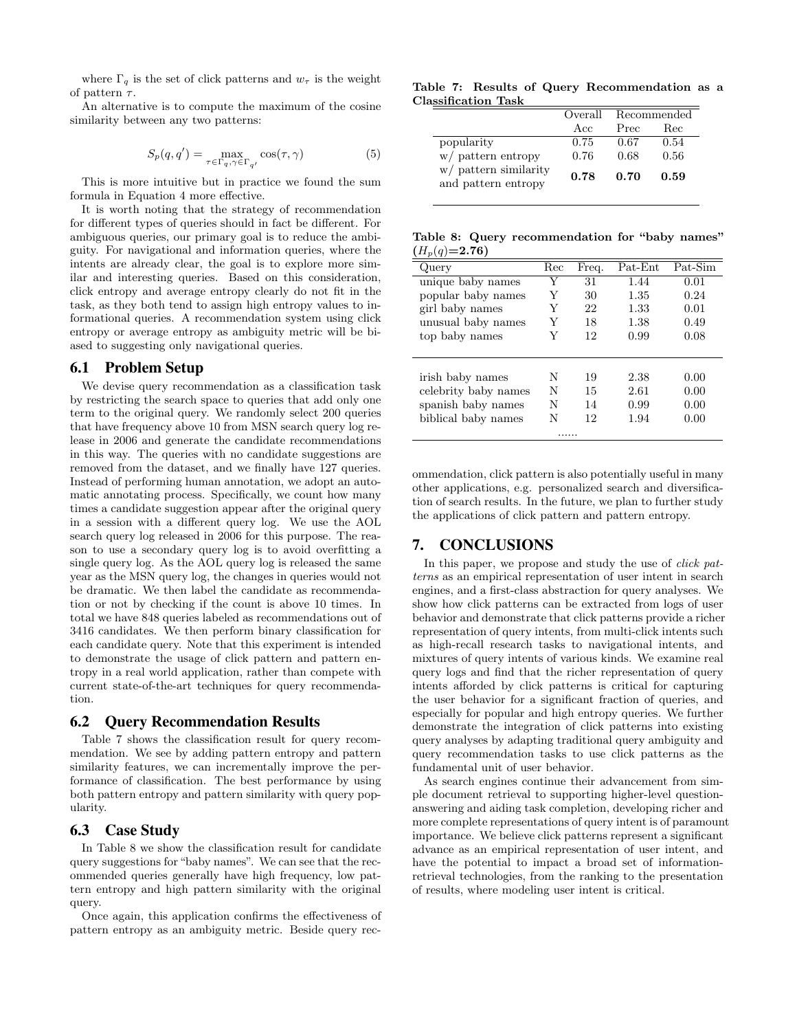where $\Gamma_q$ is the set of click patterns and $w_\tau$ is the weight of pattern $\tau$.

An alternative is to compute the maximum of the cosine similarity between any two patterns:

$$S_p(q, q') = \max_{\tau \in \Gamma_q, \gamma \in \Gamma_{q'}} \cos(\tau, \gamma) \tag{5}$$

This is more intuitive but in practice we found the sum formula in Equation 4 more effective.

It is worth noting that the strategy of recommendation for different types of queries should in fact be different. For ambiguous queries, our primary goal is to reduce the ambiguity. For navigational and information queries, where the intents are already clear, the goal is to explore more similar and interesting queries. Based on this consideration, click entropy and average entropy clearly do not fit in the task, as they both tend to assign high entropy values to informational queries. A recommendation system using click entropy or average entropy as ambiguity metric will be biased to suggesting only navigational queries.

## 6.1 Problem Setup

We devise query recommendation as a classification task by restricting the search space to queries that add only one term to the original query. We randomly select 200 queries that have frequency above 10 from MSN search query log release in 2006 and generate the candidate recommendations in this way. The queries with no candidate suggestions are removed from the dataset, and we finally have 127 queries. Instead of performing human annotation, we adopt an automatic annotating process. Specifically, we count how many times a candidate suggestion appear after the original query in a session with a different query log. We use the AOL search query log released in 2006 for this purpose. The reason to use a secondary query log is to avoid overfitting a single query log. As the AOL query log is released the same year as the MSN query log, the changes in queries would not be dramatic. We then label the candidate as recommendation or not by checking if the count is above 10 times. In total we have 848 queries labeled as recommendations out of 3416 candidates. We then perform binary classification for each candidate query. Note that this experiment is intended to demonstrate the usage of click pattern and pattern entropy in a real world application, rather than compete with current state-of-the-art techniques for query recommendation.

## 6.2 Query Recommendation Results

Table 7 shows the classification result for query recommendation. We see by adding pattern entropy and pattern similarity features, we can incrementally improve the performance of classification. The best performance by using both pattern entropy and pattern similarity with query popularity.

## 6.3 Case Study

In Table 8 we show the classification result for candidate query suggestions for "baby names". We can see that the recommended queries generally have high frequency, low pattern entropy and high pattern similarity with the original query.

Once again, this application confirms the effectiveness of pattern entropy as an ambiguity metric. Beside query recommendation, click pattern is also potentially useful in many other applications, e.g. personalized search and diversification of search results. In the future, we plan to further study the applications of click pattern and pattern entropy.

**Table 7: Results of Query Recommendation as a Classification Task**

| | Overall | Recommended | |
|---|---|---|---|
| | Acc | Prec | Rec |
| popularity | 0.75 | 0.67 | 0.54 |
| w/ pattern entropy | 0.76 | 0.68 | 0.56 |
| w/ pattern similarity and pattern entropy | **0.78** | **0.70** | **0.59** |

**Table 8: Query recommendation for "baby names" ($H_p(q)$=2.76)**

| Query | Rec | Freq. | Pat-Ent | Pat-Sim |
|---|---|---|---|---|
| unique baby names | Y | 31 | 1.44 | 0.01 |
| popular baby names | Y | 30 | 1.35 | 0.24 |
| girl baby names | Y | 22 | 1.33 | 0.01 |
| unusual baby names | Y | 18 | 1.38 | 0.49 |
| top baby names | Y | 12 | 0.99 | 0.08 |
| irish baby names | N | 19 | 2.38 | 0.00 |
| celebrity baby names | N | 15 | 2.61 | 0.00 |
| spanish baby names | N | 14 | 0.99 | 0.00 |
| biblical baby names | N | 12 | 1.94 | 0.00 |
| ...... | | | | |

# 7. CONCLUSIONS

In this paper, we propose and study the use of *click patterns* as an empirical representation of user intent in search engines, and a first-class abstraction for query analyses. We show how click patterns can be extracted from logs of user behavior and demonstrate that click patterns provide a richer representation of query intents, from multi-click intents such as high-recall research tasks to navigational intents, and mixtures of query intents of various kinds. We examine real query logs and find that the richer representation of query intents afforded by click patterns is critical for capturing the user behavior for a significant fraction of queries, and especially for popular and high entropy queries. We further demonstrate the integration of click patterns into existing query analyses by adapting traditional query ambiguity and query recommendation tasks to use click patterns as the fundamental unit of user behavior.

As search engines continue their advancement from simple document retrieval to supporting higher-level question-answering and aiding task completion, developing richer and more complete representations of query intent is of paramount importance. We believe click patterns represent a significant advance as an empirical representation of user intent, and have the potential to impact a broad set of information-retrieval technologies, from the ranking to the presentation of results, where modeling user intent is critical.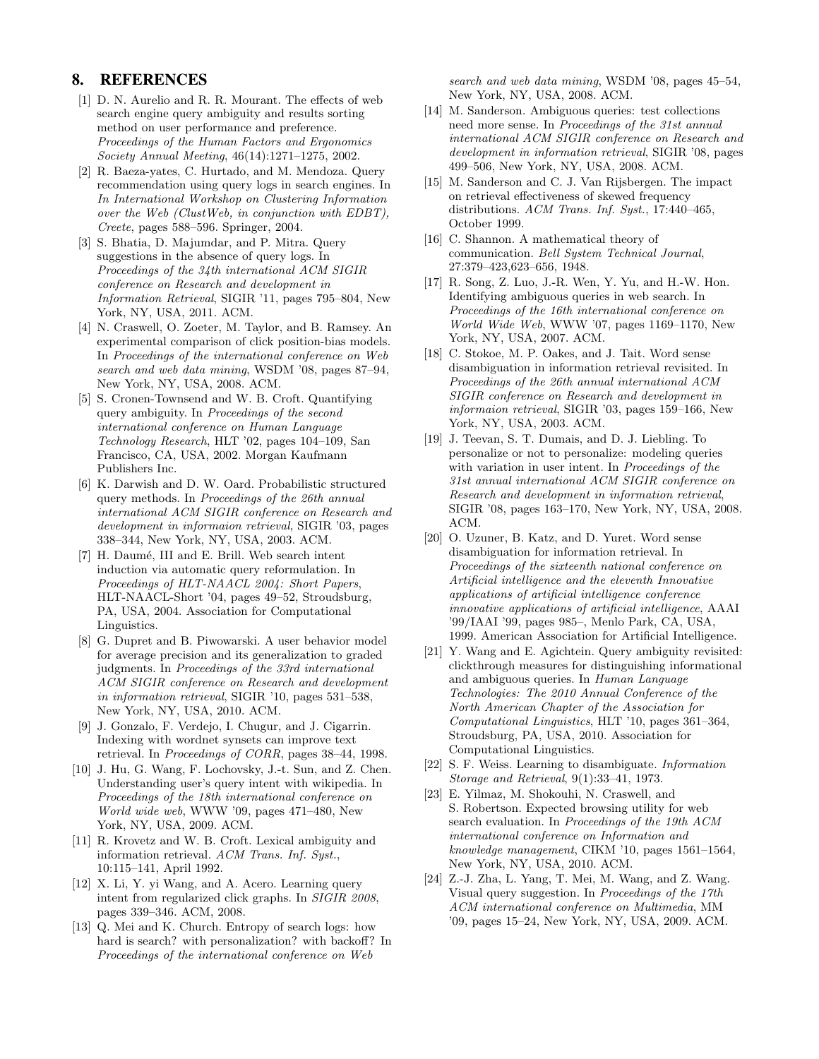## 8. REFERENCES

[1] D. N. Aurelio and R. R. Mourant. The effects of web search engine query ambiguity and results sorting method on user performance and preference. *Proceedings of the Human Factors and Ergonomics Society Annual Meeting*, 46(14):1271–1275, 2002.

[2] R. Baeza-yates, C. Hurtado, and M. Mendoza. Query recommendation using query logs in search engines. In *In International Workshop on Clustering Information over the Web (ClustWeb, in conjunction with EDBT), Creete*, pages 588–596. Springer, 2004.

[3] S. Bhatia, D. Majumdar, and P. Mitra. Query suggestions in the absence of query logs. In *Proceedings of the 34th international ACM SIGIR conference on Research and development in Information Retrieval*, SIGIR '11, pages 795–804, New York, NY, USA, 2011. ACM.

[4] N. Craswell, O. Zoeter, M. Taylor, and B. Ramsey. An experimental comparison of click position-bias models. In *Proceedings of the international conference on Web search and web data mining*, WSDM '08, pages 87–94, New York, NY, USA, 2008. ACM.

[5] S. Cronen-Townsend and W. B. Croft. Quantifying query ambiguity. In *Proceedings of the second international conference on Human Language Technology Research*, HLT '02, pages 104–109, San Francisco, CA, USA, 2002. Morgan Kaufmann Publishers Inc.

[6] K. Darwish and D. W. Oard. Probabilistic structured query methods. In *Proceedings of the 26th annual international ACM SIGIR conference on Research and development in informaion retrieval*, SIGIR '03, pages 338–344, New York, NY, USA, 2003. ACM.

[7] H. Daumé, III and E. Brill. Web search intent induction via automatic query reformulation. In *Proceedings of HLT-NAACL 2004: Short Papers*, HLT-NAACL-Short '04, pages 49–52, Stroudsburg, PA, USA, 2004. Association for Computational Linguistics.

[8] G. Dupret and B. Piwowarski. A user behavior model for average precision and its generalization to graded judgments. In *Proceedings of the 33rd international ACM SIGIR conference on Research and development in information retrieval*, SIGIR '10, pages 531–538, New York, NY, USA, 2010. ACM.

[9] J. Gonzalo, F. Verdejo, I. Chugur, and J. Cigarrin. Indexing with wordnet synsets can improve text retrieval. In *Proceedings of CORR*, pages 38–44, 1998.

[10] J. Hu, G. Wang, F. Lochovsky, J.-t. Sun, and Z. Chen. Understanding user's query intent with wikipedia. In *Proceedings of the 18th international conference on World wide web*, WWW '09, pages 471–480, New York, NY, USA, 2009. ACM.

[11] R. Krovetz and W. B. Croft. Lexical ambiguity and information retrieval. *ACM Trans. Inf. Syst.*, 10:115–141, April 1992.

[12] X. Li, Y. yi Wang, and A. Acero. Learning query intent from regularized click graphs. In *SIGIR 2008*, pages 339–346. ACM, 2008.

[13] Q. Mei and K. Church. Entropy of search logs: how hard is search? with personalization? with backoff? In *Proceedings of the international conference on Web search and web data mining*, WSDM '08, pages 45–54, New York, NY, USA, 2008. ACM.

[14] M. Sanderson. Ambiguous queries: test collections need more sense. In *Proceedings of the 31st annual international ACM SIGIR conference on Research and development in information retrieval*, SIGIR '08, pages 499–506, New York, NY, USA, 2008. ACM.

[15] M. Sanderson and C. J. Van Rijsbergen. The impact on retrieval effectiveness of skewed frequency distributions. *ACM Trans. Inf. Syst.*, 17:440–465, October 1999.

[16] C. Shannon. A mathematical theory of communication. *Bell System Technical Journal*, 27:379–423,623–656, 1948.

[17] R. Song, Z. Luo, J.-R. Wen, Y. Yu, and H.-W. Hon. Identifying ambiguous queries in web search. In *Proceedings of the 16th international conference on World Wide Web*, WWW '07, pages 1169–1170, New York, NY, USA, 2007. ACM.

[18] C. Stokoe, M. P. Oakes, and J. Tait. Word sense disambiguation in information retrieval revisited. In *Proceedings of the 26th annual international ACM SIGIR conference on Research and development in informaion retrieval*, SIGIR '03, pages 159–166, New York, NY, USA, 2003. ACM.

[19] J. Teevan, S. T. Dumais, and D. J. Liebling. To personalize or not to personalize: modeling queries with variation in user intent. In *Proceedings of the 31st annual international ACM SIGIR conference on Research and development in information retrieval*, SIGIR '08, pages 163–170, New York, NY, USA, 2008. ACM.

[20] O. Uzuner, B. Katz, and D. Yuret. Word sense disambiguation for information retrieval. In *Proceedings of the sixteenth national conference on Artificial intelligence and the eleventh Innovative applications of artificial intelligence conference innovative applications of artificial intelligence*, AAAI '99/IAAI '99, pages 985–, Menlo Park, CA, USA, 1999. American Association for Artificial Intelligence.

[21] Y. Wang and E. Agichtein. Query ambiguity revisited: clickthrough measures for distinguishing informational and ambiguous queries. In *Human Language Technologies: The 2010 Annual Conference of the North American Chapter of the Association for Computational Linguistics*, HLT '10, pages 361–364, Stroudsburg, PA, USA, 2010. Association for Computational Linguistics.

[22] S. F. Weiss. Learning to disambiguate. *Information Storage and Retrieval*, 9(1):33–41, 1973.

[23] E. Yilmaz, M. Shokouhi, N. Craswell, and S. Robertson. Expected browsing utility for web search evaluation. In *Proceedings of the 19th ACM international conference on Information and knowledge management*, CIKM '10, pages 1561–1564, New York, NY, USA, 2010. ACM.

[24] Z.-J. Zha, L. Yang, T. Mei, M. Wang, and Z. Wang. Visual query suggestion. In *Proceedings of the 17th ACM international conference on Multimedia*, MM '09, pages 15–24, New York, NY, USA, 2009. ACM.